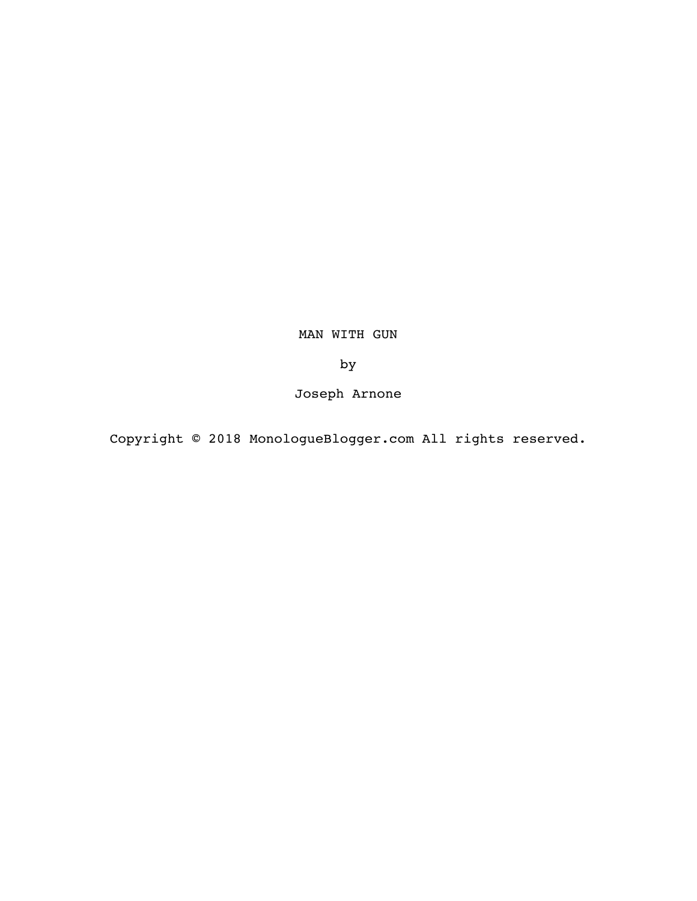# MAN WITH GUN

by

Joseph Arnone

Copyright © 2018 MonologueBlogger.com All rights reserved.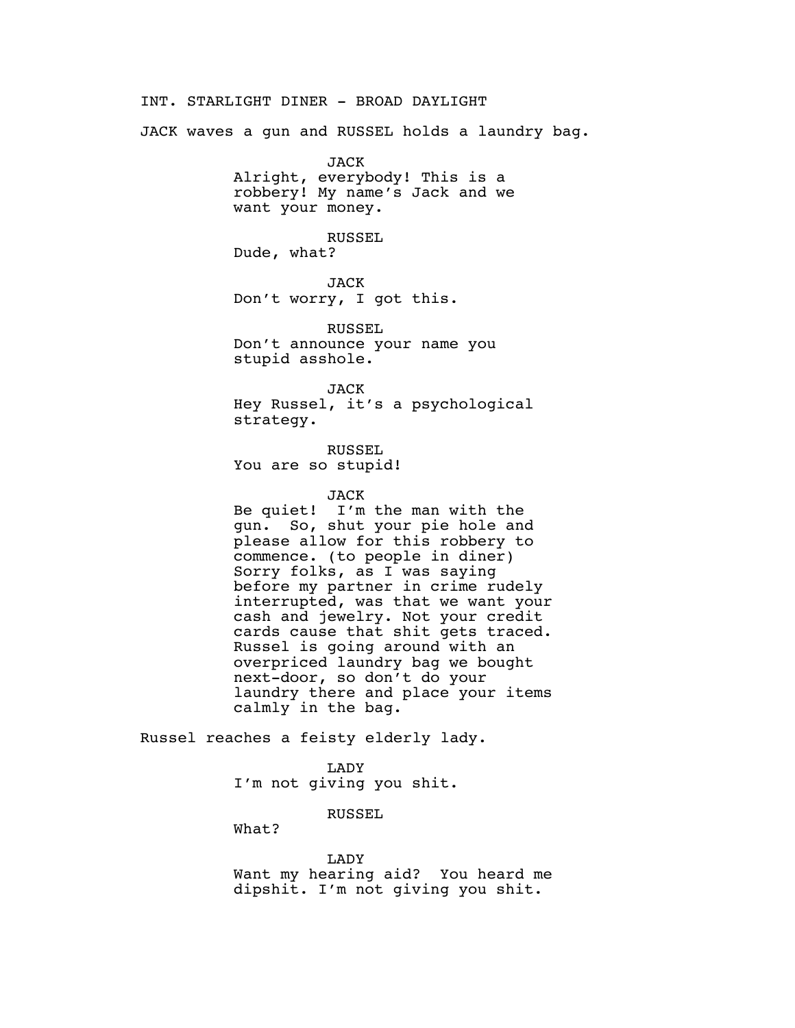INT. STARLIGHT DINER - BROAD DAYLIGHT

JACK waves a gun and RUSSEL holds a laundry bag.

JACK

Alright, everybody! This is a robbery! My name's Jack and we want your money.

RUSSEL

Dude, what?

JACK

Don't worry, I got this.

RUSSEL

Don't announce your name you stupid asshole.

JACK

Hey Russel, it's a psychological strategy.

RUSSEL

You are so stupid!

JACK

Be quiet! I'm the man with the gun. So, shut your pie hole and please allow for this robbery to commence. (to people in diner) Sorry folks, as I was saying before my partner in crime rudely interrupted, was that we want your cash and jewelry. Not your credit cards cause that shit gets traced. Russel is going around with an overpriced laundry bag we bought next-door, so don't do your laundry there and place your items calmly in the bag.

Russel reaches a feisty elderly lady.

LADY

I'm not giving you shit.

RUSSEL

What?

LADY

Want my hearing aid? You heard me dipshit. I'm not giving you shit.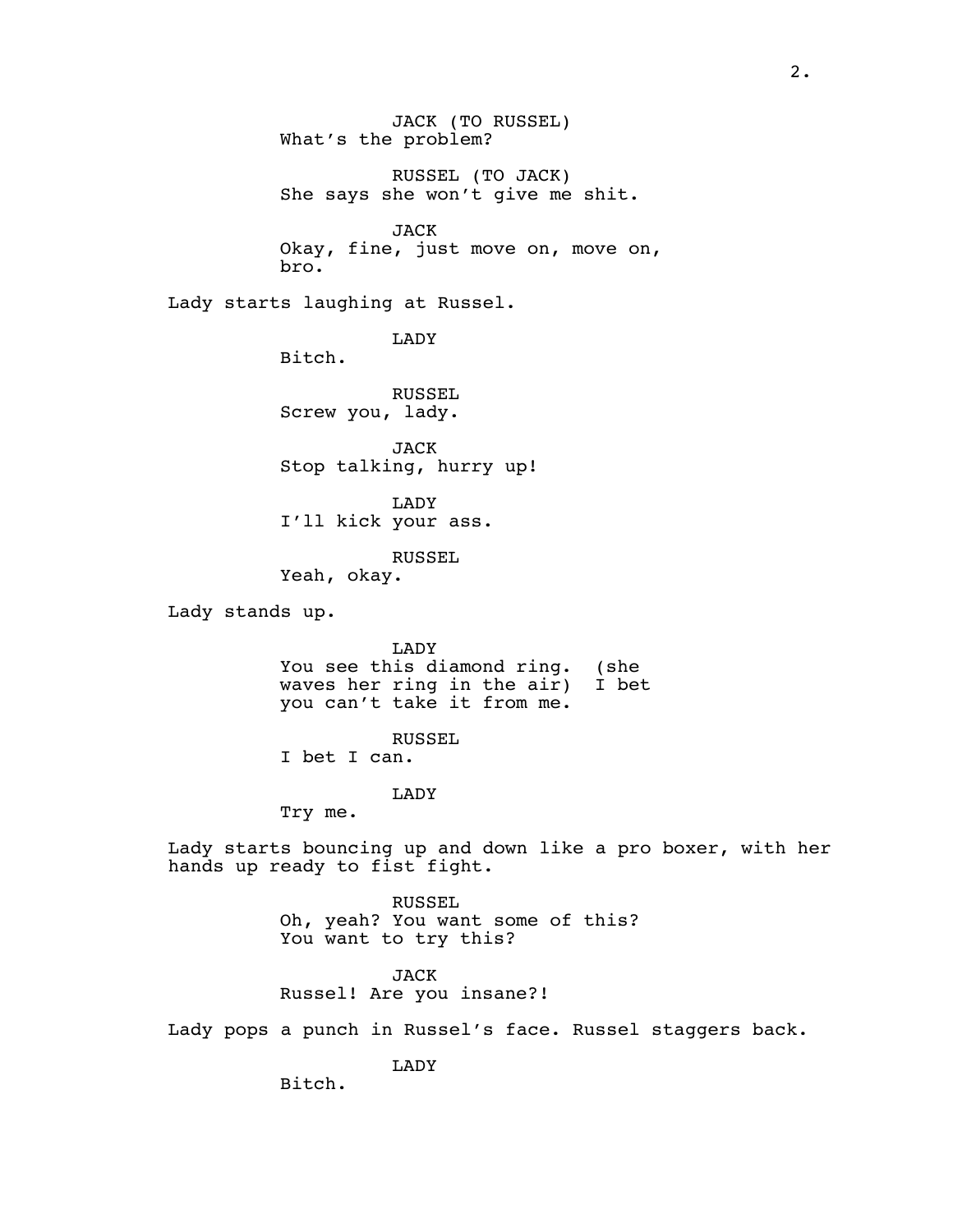JACK (TO RUSSEL)
What's the problem?

RUSSEL (TO JACK)
She says she won't give me shit.

JACK
Okay, fine, just move on, move on, bro.

Lady starts laughing at Russel.

LADY
Bitch.

RUSSEL
Screw you, lady.

JACK
Stop talking, hurry up!

LADY
I'll kick your ass.

RUSSEL
Yeah, okay.

Lady stands up.

LADY
You see this diamond ring. (she waves her ring in the air) I bet you can't take it from me.

RUSSEL
I bet I can.

LADY
Try me.

Lady starts bouncing up and down like a pro boxer, with her hands up ready to fist fight.

RUSSEL
Oh, yeah? You want some of this? You want to try this?

JACK
Russel! Are you insane?!

Lady pops a punch in Russel's face. Russel staggers back.

LADY
Bitch.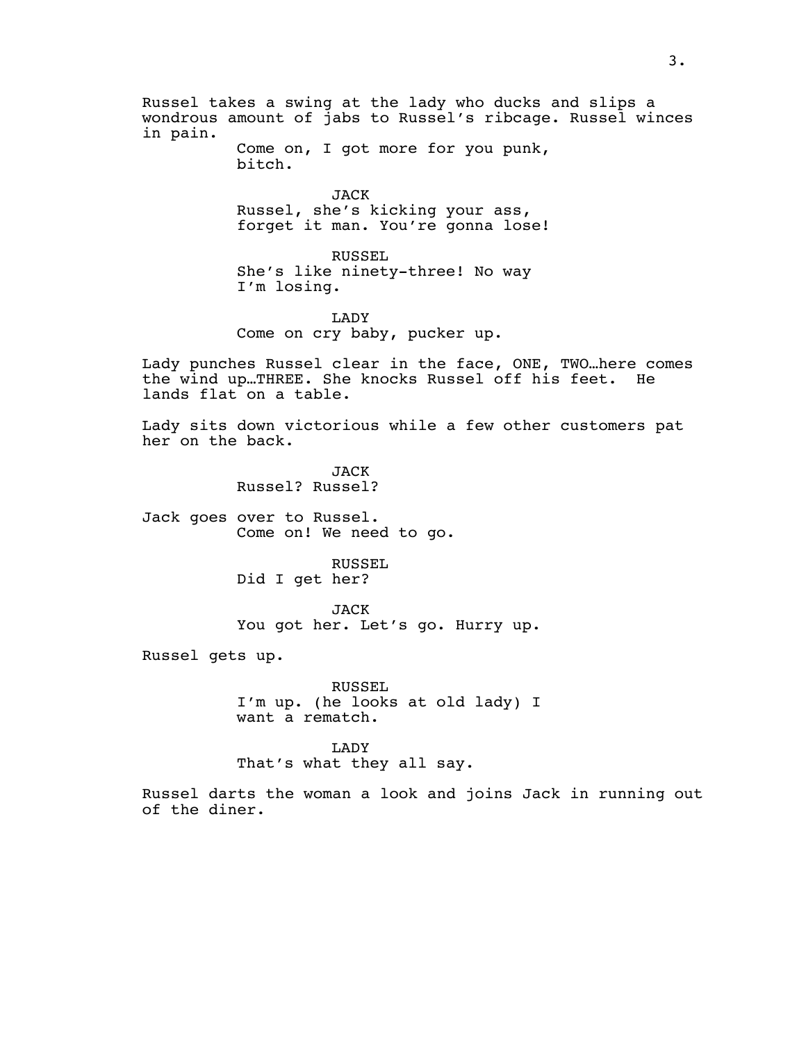Russel takes a swing at the lady who ducks and slips a wondrous amount of jabs to Russel's ribcage. Russel winces in pain.

Come on, I got more for you punk, bitch.

JACK

Russel, she's kicking your ass, forget it man. You're gonna lose!

RUSSEL

She's like ninety-three! No way I'm losing.

LADY

Come on cry baby, pucker up.

Lady punches Russel clear in the face, ONE, TWO…here comes the wind up…THREE. She knocks Russel off his feet. He lands flat on a table.

Lady sits down victorious while a few other customers pat her on the back.

JACK

Russel? Russel?

Jack goes over to Russel.

Come on! We need to go.

RUSSEL

Did I get her?

JACK

You got her. Let's go. Hurry up.

Russel gets up.

RUSSEL

I'm up. (he looks at old lady) I want a rematch.

LADY

That's what they all say.

Russel darts the woman a look and joins Jack in running out of the diner.